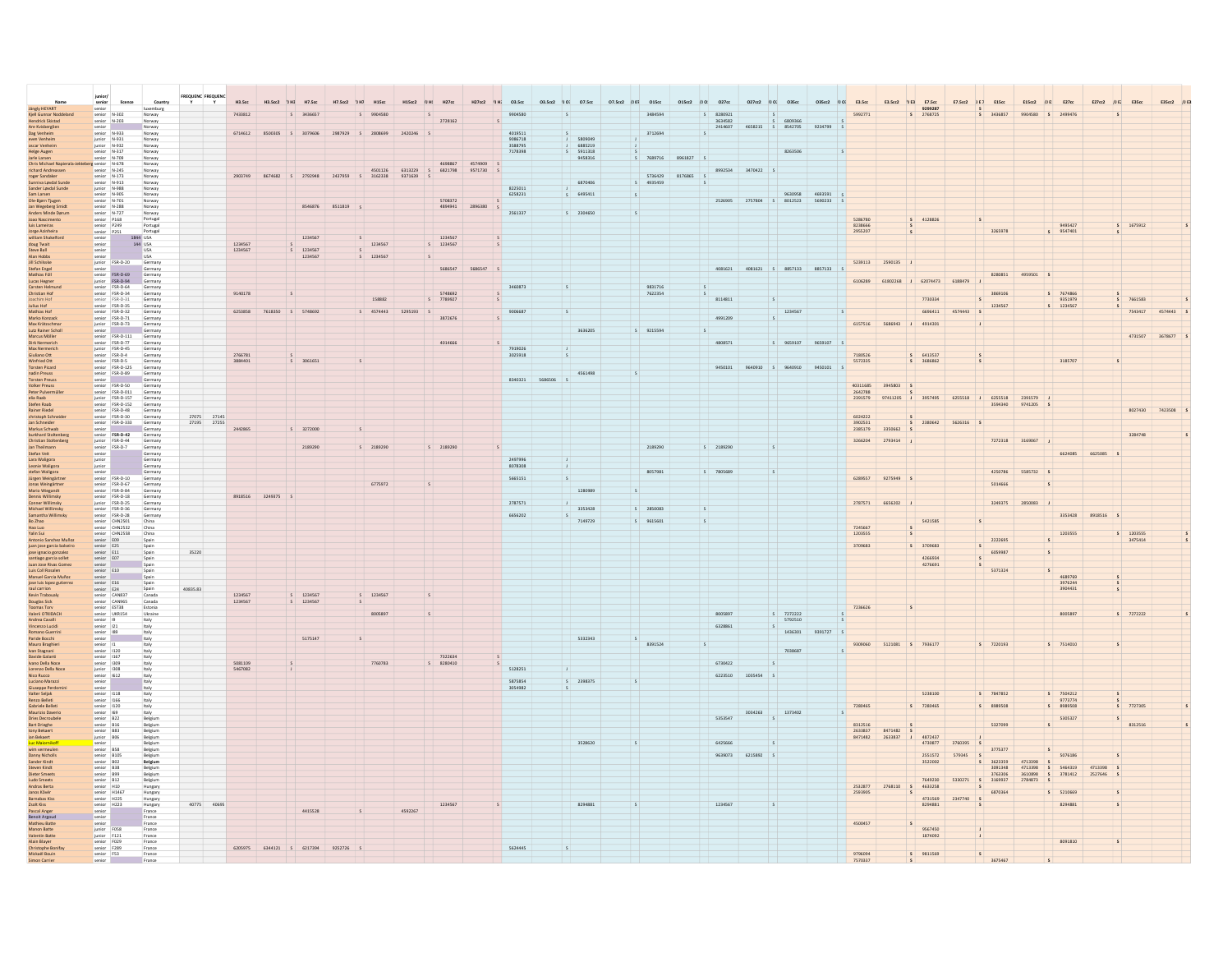| Name | junior/senior | licence | Country | FREQUENCY | FREQUENCY |
|---|---|---|---|---|---|
| Jängly HEYART | senior | | luxemburg | | |
| Kjell Gunnar Noddeland | senior | N-302 | Norway | | |
| Hendrick Skistad | senior | N-203 | Norway | | |
| Are Kvisbergljen | senior | | Norway | | |
| Dag Venheim | senior | N-933 | Norway | | |
| even Venheim | junior | N-931 | Norway | | |
| oscar Venheim | junior | N-932 | Norway | | |
| Helge Augen | senior | N-317 | Norway | | |
| Jarle Larsen | senior | N-709 | Norway | | |
| Chris Michael Napierala-Jekteberg | senior | N-678 | Norway | | |
| richard Andreassen | senior | N-245 | Norway | | |
| roger Sandaker | senior | N-173 | Norway | | |
| Sunniva Løvdal Sunde | senior | N-913 | Norway | | |
| Sander Løvdal Sunde | junior | N-988 | Norway | | |
| Sam Larsen | senior | N-905 | Norway | | |
| Ole-Bjørn Tjugen | senior | N-701 | Norway | | |
| Jan Wegeberg Smidt | senior | N-288 | Norway | | |
| Anders Minde Dørum | senior | N-727 | Norway | | |
| Joao Nascimento | senior | P168 | Portugal | | |
| luis Lameiras | senior | P249 | Portugal | | |
| Jorge Azinheira | senior | P251 | Portugal | | |
| william Shakelford | senior | 184X | USA | | |
| doug Twait | senior | 144 | USA | | |
| Steve Ball | senior | | USA | | |
| Alan Hobbs | senior | | USA | | |
| Jill Schlieske | junior | FSR-D-20 | Germany | | |
| Stefan Engel | senior | | Germany | | |
| Mathias Fill | senior | FSR-D-69 | Germany | | |
| Lucas Hegner | junior | FSR-D-94 | Germany | | |
| Carsten Helmund | senior | FSR-D-64 | Germany | | |
| Christian Hof | senior | FSR-D-34 | Germany | | |
| Joachim Hof | senior | FSR-D-31 | Germany | | |
| Julius Hof | senior | FSR-D-35 | Germany | | |
| Mathias Hof | senior | FSR-D-32 | Germany | | |
| Marko Konzack | senior | FSR-D-71 | Germany | | |
| Max Krätzschmar | junior | FSR-D-73 | Germany | | |
| Lutz Rainer Scholl | senior | | Germany | | |
| Marcus Möller | senior | FSR-D-111 | Germany | | |
| Dirk Nermerich | senior | FSR-D-77 | Germany | | |
| Max Nermerich | junior | FSR-D-45 | Germany | | |
| Giuliano Ott | senior | FSR-D-4 | Germany | | |
| Winfried Ott | senior | FSR-D-5 | Germany | | |
| Torsten Picard | senior | FSR-D-125 | Germany | | |
| nadin Preuss | senior | FSR-D-89 | Germany | | |
| Torsten Preuss | senior | | Germany | | |
| Volker Preuss | senior | FSR-D-50 | Germany | | |
| Peter Pulvermüller | senior | FSR-D-011 | Germany | | |
| elia Raab | junior | FSR-D-157 | Germany | | |
| Stefan Raab | senior | FSR-D-152 | Germany | | |
| Rainer Riedel | senior | FSR-D-48 | Germany | | |
| christoph Schneider | senior | FSR-D-30 | Germany | 27075 | 27145 |
| Jan Schneider | senior | FSR-D-133 | Germany | 27195 | 27255 |
| Markus Schwab | senior | | Germany | | |
| burkhard Stoltenberg | senior | FSR-D-42 | Germany | | |
| Christian Stoltenberg | junior | FSR-D-44 | Germany | | |
| Jan Theilmann | senior | FSR-D-7 | Germany | | |
| Stefan Veit | senior | | Germany | | |
| Lara Wallgora | junior | | Germany | | |
| Leonie Wallgora | junior | | Germany | | |
| stefan Wallgora | senior | | Germany | | |
| Jürgen Weingärtner | senior | FSR-D-10 | Germany | | |
| Jonas Weingärtner | senior | FSR-D-67 | Germany | | |
| Mario Wiegandt | senior | FSR-D-84 | Germany | | |
| Dennis Willimsky | senior | FSR-D-18 | Germany | | |
| Conner Willimsky | junior | FSR-D-25 | Germany | | |
| Michael Willimsky | senior | FSR-D-36 | Germany | | |
| Samantha Willimsky | senior | FSR-D-28 | Germany | | |
| Bo Zhao | senior | CHN2501 | China | | |
| Hao Luo | senior | CHN2532 | China | | |
| Yalin Sui | senior | CHN2558 | China | | |
| Antonio Sanchez Muñoz | senior | E09 | Spain | | |
| juan jose garcia Soleiro | senior | E25 | Spain | | |
| jose ignacio gonzalez | senior | E11 | Spain | 35220 | |
| santiago garcia sollet | senior | E07 | Spain | | |
| Juan Jose Rivas Gomez | senior | | Spain | | |
| Luis Coll Rosales | senior | E10 | Spain | | |
| Manuel Garcia Muñoz | senior | | Spain | | |
| jose luis lopez gutierrez | senior | E16 | Spain | | |
| raul carrion | senior | E24 | Spain | 40835.83 | |
| Kevin Trabously | senior | CAN837 | Canada | | |
| Douglas Sick | senior | CAN965 | Canada | | |
| Toomas Torv | senior | EST18 | Estonia | | |
| Valerii OTROVACH | senior | UKR154 | Ukraine | | |
| Andrea Cavalli | senior | I8 | Italy | | |
| Vincenzo Lucidi | senior | I21 | Italy | | |
| Romano Guerrini | senior | I89 | Italy | | |
| Paride Bocchi | senior | | Italy | | |
| Mauro Braghieri | senior | I1 | Italy | | |
| Ivan Stagnani | senior | I120 | Italy | | |
| Davide Galanti | senior | I167 | Italy | | |
| Ivano Della Noce | senior | I309 | Italy | | |
| Lorenzo Della Noce | junior | I308 | Italy | | |
| Nico Rucco | senior | I612 | Italy | | |
| Luciano Marazzi | senior | | Italy | | |
| Giuseppe Perdomini | senior | | Italy | | |
| Valter Seljak | senior | I118 | Italy | | |
| Renzo Belleti | senior | I166 | Italy | | |
| Gabriele Belleti | senior | I120 | Italy | | |
| Maurizio Daverio | senior | I69 | Italy | | |
| Dries Decroubele | senior | B22 | Belgium | | |
| Bart Drieghe | senior | B16 | Belgium | | |
| tony Bekaert | senior | B83 | Belgium | | |
| Ian Bekaert | junior | B06 | Belgium | | |
| Luc Maiorrikoff | senior | | Belgium | | |
| wim vermeulen | senior | B58 | Belgium | | |
| Danny Nicholls | senior | B105 | Belgium | | |
| Sander Kindt | senior | B02 | **Belgium** | | |
| Steven Kindt | senior | B38 | Belgium | | |
| Dieter Smeets | senior | B99 | Belgium | | |
| Ludo Smeets | senior | B12 | Belgium | | |
| András Berta | senior | H10 | Hungary | | |
| Janos Kővér | senior | H1467 | Hungary | | |
| Barnabas Kiss | senior | H225 | Hungary | | |
| Zsolt Kiss | senior | H223 | Hungary | 40775 | 40695 |
| Pascal Anger | senior | | France | | |
| Benoit Argoud | senior | | France | | |
| Mathieu Batte | senior | | France | | |
| Manon Batte | junior | F058 | France | | |
| Valentin Batte | junior | F121 | France | | |
| Alain Blayer | senior | F029 | France | | |
| Christophe Bonifay | senior | F289 | France | | |
| Mickaël Bouin | senior | F53 | France | | |
| Simon Carrier | senior | | France | | |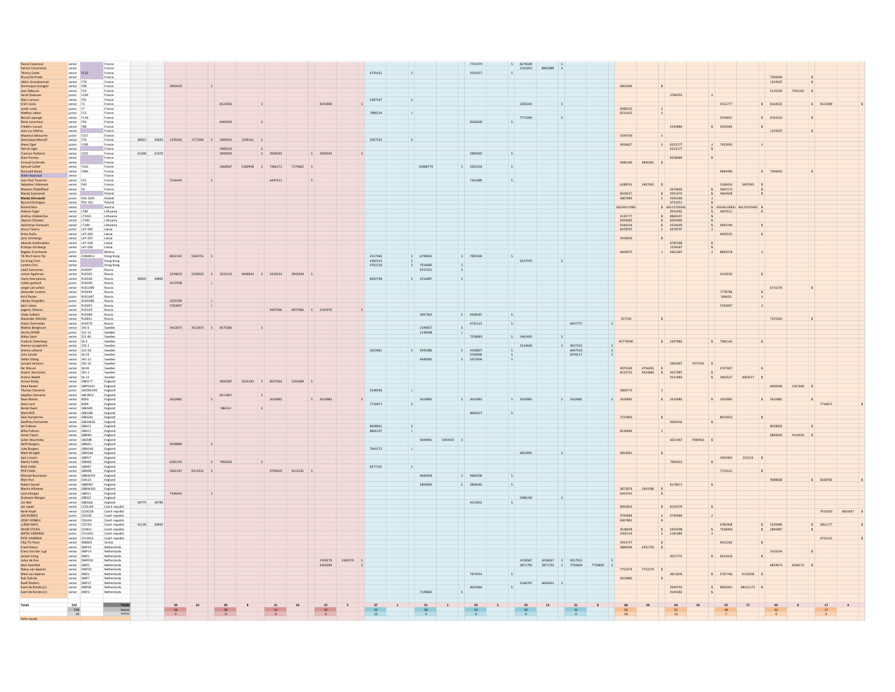| Name | Category | ID | Country | Entries |
|---|---|---|---|---|
| Pascal Casenove | senior | | France | 7721974 S; 8276589 S |
| Patrick Conscience | senior | | France | 2161453 8863989 S |
| Thierry Corbe | senior | F133 | France | 4735421 S; 4134257 S |
| Bruno De Prada | senior | | France | 7506093 S |
| Cédric Grandvoinnet | senior | F78 | France | 1234567 S |
| Dominique Grangier | senior | F98 | France | 3065429 S; 6861996 S |
| Jean Debusse | senior | F54 | France | 5135562 7441262 S |
| Sarah Dubusse | junior | F244 | France | 5789355 J |
| Marc Lamour | senior | F92 | France | 4187547 S |
| Erich Costa | senior | F3 | France | 8122036 S; 9391899 S; 2282345 S; 9152777 S; 8164535 S; 9123480 S |
| Jonah costa | junior | F7 | France | 8388253 J |
| Matthys Lebon | junior | F13 | France | 7989219 J; 8221432 J |
| Benoit Lapouge | senior | F118 | France | 7771094 S; 5076831 S; 6764154 S |
| Denis Lecacheur | senior | F94 | France | 6466942 S; 8566630 S |
| Frédéric Louvet | senior | F88 | France | 5339884 S; 9105585 S |
| Jean-Luc Molina | senior | | France | 1234567 S |
| Maxence Delourme | junior | F257 | France | 5594759 J |
| Dominique Marzoff | senior | F76 | France | 40815 40695; 1335026 1773596 S; 1489913 1590161 S; 5567522 S |
| Alexis Oger | junior | F190 | France | 9934627 J; 6523177 J; 7432693 J |
| Patrick Oger | senior | | France | 3489210 S; 6523177 S |
| Francois Pellieron | senior | F255 | France | 41200 41070; 3999593 S; 3999593 S; 3999593 S; 3999593 S |
| Alain Peneau | senior | | France | 8338484 S |
| Arnaud Cardinale | senior | | France | 4484186 4840361 S |
| Samuel Collet | senior | F163 | France | 2668567 5360948 S; 7466171 7174662 S; 43668774 S; 3502526 S |
| Romuald Muiot | senior | F084 | France | 9844990 S; 7506093 S |
| Didier Boytaud | senior | | France | |
| Jean Paul Tisserant | senior | F21 | France | 7216420 S; 6447411 S; 7242489 S |
| Sebastien Videmont | senior | F40 | France | 6188741 3497045 S; 5306410 3497045 S |
| Maxime Chadefaud | senior | F9 | France | 4670603 S; 5662172 S |
| Maciej Szymanski | senior | | Poland | 6918157 S; 3931473 S; 4664508 S |
| Madej Ostrowski | junior | POL-525F | Poland | 3867983 J; 4395540 J |
| Ryszard Dziergwa | senior | POL-431 | Poland | 6733251 S |
| Roland Racz | senior | | Austria | 60326517982 S; 60113735042 S; 40336126831 60119725405 S |
| Aleksas Fogel | senior | LT80 | Lithuania | 9543492 S; 4647611 S |
| Andrius Aliulevičius | senior | LT1921 | Lithuania | 3135777 S; 8869147 S |
| Ceponis Donatas | senior | LT185 | Lithuania | 8393002 S; 8393002 S |
| Valentinas Pumputis | senior | LT184 | Lithuania | 9184214 S; 4324638 S; 6943194 S |
| Arturs Teteris | junior | LAT-095 | Latvia | 6978707 J; 6978707 J |
| Kristis Rullis | senior | LAT-003 | Latvia | 6992535 S |
| Janis Grinbergs | senior | LAT-007 | Latvia | 3919639 S |
| edvards Kazibrodskis | senior | LAT-028 | Latvia | 8785368 S |
| Kristaps Grīnbergs | senior | LAT-020 | Latvia | 1234567 S |
| Bogdan Zvochenok | junior | | Belarus | 6669975 J; 6661387 J; 8690228 J |
| Tik Wa Franco Yip | senior | CHNHK11 | Hong Kong | 8422142 5560751 S; 2517464 S; 6790831 S; 7835504 S |
| Siu Kong Chan | senior | | Hong Kong | 4382415 S; 5637970 S |
| Lordon Chin | senior | | Hong Kong | 4702220 S; 7018585 S |
| vitalii Samsonov | senior | RUS907 | Russia | 9747251 S |
| roman Agafonov | senior | RUS202 | Russia | 2239023 2239023 S; 3191153 4468834 S; 2410233 2943394 S; 2410233 S |
| maria Averyanova | senior | RUS500 | Russia | 40835 40865; 8032738 S; 3216087 S |
| rodion gorbunov | junior | RUS490 | Russia | 4127938 J |
| sergei Lavrushkin | senior | RUS1098 | Russia | 6731370 S |
| alexander Lovtsov | senior | RUS444 | Russia | 7778786 S |
| Kirill Pavlov | junior | RUS1097 | Russia | 396610 J |
| nikolay Shepelkin | junior | RUS0388 | Russia | 2255799 J |
| danii Uskov | junior | RUS491 | Russia | 5763497 J; 5763497 J |
| evgeniy Vikanov | senior | RUS329 | Russia | 6937966 6937966 S; 2142970 S |
| Vitaly Yukkers | senior | RUS289 | Russia | 2857362 S; 4438187 S |
| Alexander Sidorkin | senior | RUS851 | Russia | 357530 S; 7425564 S |
| Anton Chernenko | senior | RUS579 | Russia | 4731121 S; 6447757 S |
| Mattias Bengtsson | senior | S45-6 | Sweden | 3412873 3412873 S; 8575286 S; 2199057 S |
| Cecilia SPARR | junior | S21-12 | Sweden | 2138308 J |
| Niklas Sparr | senior | S21-80 | Sweden | 7258683 S; 5461405 S |
| Fredrick Cederberg | senior | S6-5 | Sweden | 65776930 S; 5397082 S; 7585145 S |
| thomas Ljungström | senior | S76-1 | Sweden | 3134636 S; 4027252 S |
| Antony Lofqvist | senior | S21-50 | Sweden | 5623661 S; 9595286 S; 4158837 S; 6467510 S |
| John Lander | senior | S6-23 | Sweden | 2190906 S; 5978117 S |
| Stefan Öberg | senior | S45-12 | Sweden | 6448285 S; 3357834 S |
| Lennart Jerlsten | senior | S45-10 | Sweden | 3991847 7472703 S |
| Per Nilsson | senior | S8-95 | Sweden | 9075509 4756935 S; 4737907 S |
| Anders Stenström | senior | S45-1 | Sweden | 8223723 9424884 S; 4917087 S |
| Andras Nedell | senior | S6-12 | Sweden | 9131964 S; 3063527 3063527 S |
| Armen Boldy | senior | GBEG77 | England | 4000387 1233193 S; 8027464 2293689 S |
| Steve Baxter | senior | GBPGH21 | England | 6066583 1567600 S |
| Thomas Clements | junior | GBCWC449 | England | 5338596 J; 2869773 J |
| Stephen Clements | senior | GBCWC4 | England | 8111867 S |
| Dave Marles | senior | BD03 | England | 2610982 S; 2610982 S; 2610982 S; 2610982 S; 2610982 S; 2610982 S; 2610982 S; 2610982 S; 2610982 S; 2610982 S |
| Dean Lord | senior | BD04 | England | 7716871 S; 7716871 S |
| Derek Owen | senior | GBEG85 | England | 586314 S |
| Mark RICE | senior | GBEG88 | England | 9660627 S |
| Zack Humphries | senior | GBEG60 | England | 7237846 S; 8676433 S |
| Geoffrey Parmenter | senior | GBCW205 | England | 9003916 S |
| Ian Folkson | senior | GBAC1 | England | 8028001 S; 8028001 S |
| Miha Folkson | junior | GBAC2 | England | 8826137 J; 8218483 J |
| James Taylor | senior | GBBW1 | England | 6806943 4110434 S |
| Julian Wournsley | senior | GBCW8 | England | 5690841 5463919 S; 6021467 7969463 S |
| Keith Burgess | senior | GBNO1 | England | 5030889 S |
| Luke Burgess | junior | GBNO46 | England | 7041572 J |
| Mark Wraight | senior | GBPGH6 | England | 6853991 S; 6853991 S |
| Sam Lincoln | senior | GBPH7 | England | 2903405 252319 S |
| Martin Fields | senior | GBND6 | England | 6301254 S; 7966562 S; 7966562 S |
| Mick Fields | senior | GBND7 | England | 8277225 S |
| Phill Fields | senior | GBND8 | England | 2461347 6312331 S; 9704029 6312331 S; 7159121 S |
| Michael Buonasato | senior | GBBW291 | England | 9660558 S; 9660558 S |
| Mick Pain | senior | CM123 | England | 4088668 S; 8248782 S |
| Robert Daniel | senior | GBBDN7 | England | 5804695 S; 3846582 S; 8178671 S |
| Martin Hillstead | senior | GBBW205 | England | 3871876 2943586 S |
| Leon Morgan | senior | GBEG1 | England | 7436043 S; 6453741 S |
| Grahame Morgan | senior | GBEG2 | England | 5986236 S |
| Les Wal | senior | GBEG66 | England | 40775 40785; 4115831 S |
| Jan capek | senior | CZ35104 | Czech republic | 8092822 S; 8124379 S |
| Karel Hajek | senior | CZ18218 | Czech republic | 7015582 4833057 S |
| JAN KOBRLE | junior | CZ6102 | Czech republic | 4740484 J; 4740484 J |
| JOSEF KOBRLE | senior | CZ6104 | Czech republic | 8307881 S |
| LUDEK MATL | senior | CZ5701 | Czech republic | 41130 40965; 6785908 S; 5295990 S; 3851177 S |
| DAVID STICKA | senior | CZ3811 | Czech republic | 3536838 S; 5959398 S; 7528404 S; 2896987 S |
| MATEJ VANERKA | junior | CZ13431 | Czech republic | 3303324 J; 2181085 J |
| PETR VANERKA | senior | CZ13431 | Czech republic | 4731221 S |
| Filip Tin Pasin | senior | SRB003 | Serbia | 5913737 S; 9612262 S |
| Frank Heens | senior | DMF10 | Netherlands | 3884399 4291703 S |
| Frans Van Der Lugt | senior | DMF14 | Netherlands | 2410354 S |
| Jeroen Irving | senior | DMF1 | Netherlands | 9257772 S; 9512916 S |
| Julius de Roo | senior | DMF019 | Netherlands | 3100270 3100270 S; 4258567 4258567 S; 5017013 S |
| Kees Zwartbol | senior | DMF5 | Netherlands | 4363093 S; 2871793 2871793 S; 7750609 7750609 S; 6859673 6436173 S |
| Rokus van Ieperen | senior | DMF50 | Netherlands | 7752374 7752374 S |
| Mark van Ieperen | senior | DMF2 | Netherlands | 7874551 S; 4651876 S; 5747766 9133558 S |
| Rob Tjalink | senior | DMF7 | Netherlands | 4022882 S |
| Roelf Wolters | senior | DMF17 | Netherlands | 5246787 4644423 S |
| Evert de Ronde (jr) | senior | DMF04 | Netherlands | 4633466 S; 8940702 S; 8902901 88131173 S |
| Evert de Ronde (sr) | senior | DMF3 | Netherlands | 7149682 S; 9194382 S |

| Totals | | | | | | | | | | | | | | | |
|---|---|---|---|---|---|---|---|---|---|---|---|---|---|---|---|
| Totals | 242 | 30 / 10 | 28 / 8 | 21 / 10 | 22 / 5 | 37 / 1 | 31 / 1 | 33 / 2 | 33 / 12 | 21 / 8 | 68 / 20 | 64 / 10 | 55 / 17 | 43 / 8 | 17 / 4 |
| Senior | 208 | 26 | 28 | 21 | 22 | 25 | 28 | 33 | 33 | 21 | 50 | 51 | 48 | 43 | 17 |
| Junior | 34 | 4 | 0 | 0 | 0 | 12 | 3 | 0 | 0 | 0 | 18 | 13 | 7 | 0 | 0 |

fiche reçues